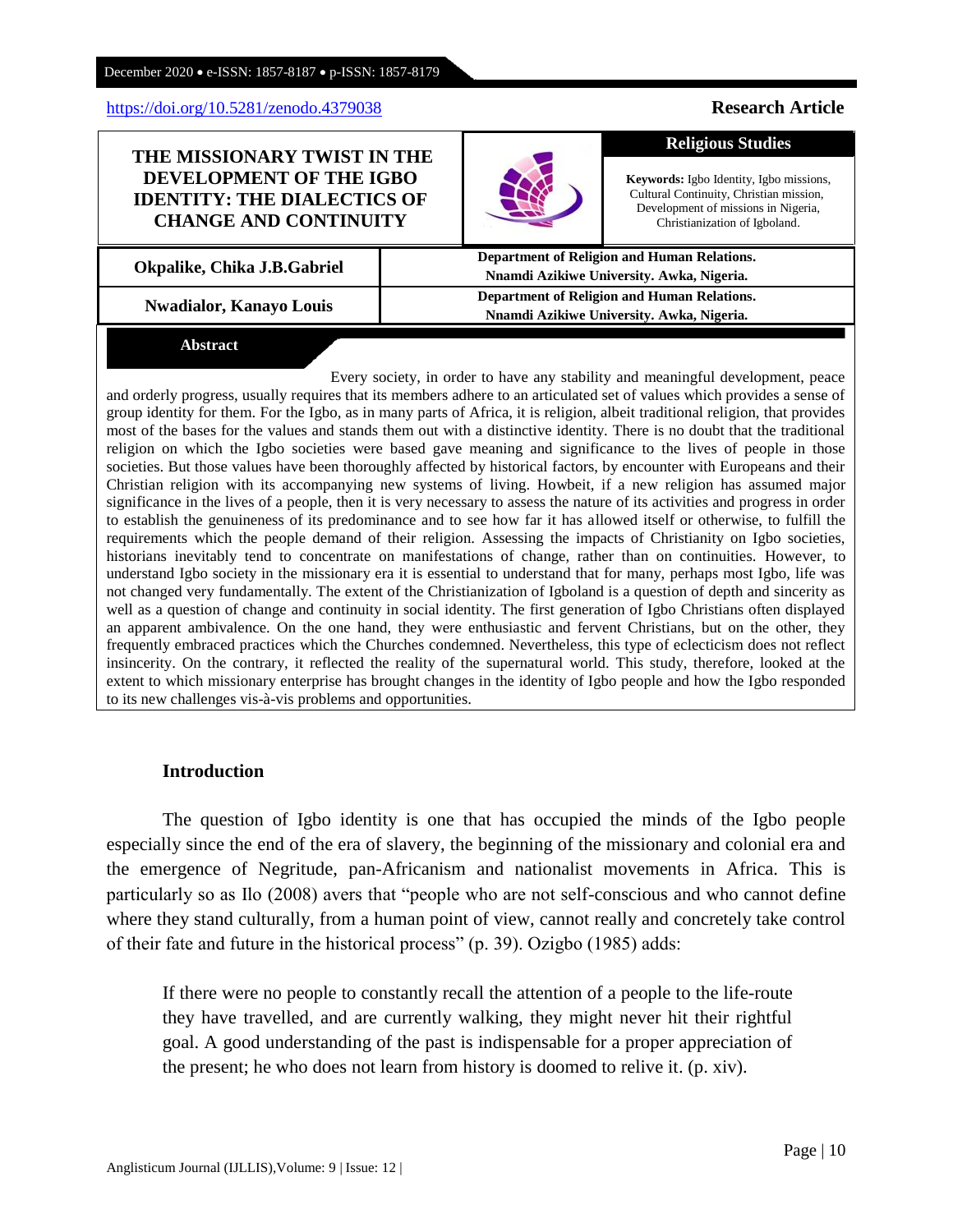https://doi.org/10.5281/zenodo.4379038

**Research Article**

# THE MISSIONARY TWIST IN THE DEVELOPMENT OF THE IGBO IDENTITY: THE DIALECTICS OF CHANGE AND CONTINUITY

**Religious Studies**

**Keywords:** Igbo Identity, Igbo missions, Cultural Continuity, Christian mission, Development of missions in Nigeria, Christianization of Igboland.

| Author | Affiliation |
|---|---|
| **Okpalike, Chika J.B.Gabriel** | **Department of Religion and Human Relations. Nnamdi Azikiwe University. Awka, Nigeria.** |
| **Nwadialor, Kanayo Louis** | **Department of Religion and Human Relations. Nnamdi Azikiwe University. Awka, Nigeria.** |

## Abstract

Every society, in order to have any stability and meaningful development, peace and orderly progress, usually requires that its members adhere to an articulated set of values which provides a sense of group identity for them. For the Igbo, as in many parts of Africa, it is religion, albeit traditional religion, that provides most of the bases for the values and stands them out with a distinctive identity. There is no doubt that the traditional religion on which the Igbo societies were based gave meaning and significance to the lives of people in those societies. But those values have been thoroughly affected by historical factors, by encounter with Europeans and their Christian religion with its accompanying new systems of living. Howbeit, if a new religion has assumed major significance in the lives of a people, then it is very necessary to assess the nature of its activities and progress in order to establish the genuineness of its predominance and to see how far it has allowed itself or otherwise, to fulfill the requirements which the people demand of their religion. Assessing the impacts of Christianity on Igbo societies, historians inevitably tend to concentrate on manifestations of change, rather than on continuities. However, to understand Igbo society in the missionary era it is essential to understand that for many, perhaps most Igbo, life was not changed very fundamentally. The extent of the Christianization of Igboland is a question of depth and sincerity as well as a question of change and continuity in social identity. The first generation of Igbo Christians often displayed an apparent ambivalence. On the one hand, they were enthusiastic and fervent Christians, but on the other, they frequently embraced practices which the Churches condemned. Nevertheless, this type of eclecticism does not reflect insincerity. On the contrary, it reflected the reality of the supernatural world. This study, therefore, looked at the extent to which missionary enterprise has brought changes in the identity of Igbo people and how the Igbo responded to its new challenges vis-à-vis problems and opportunities.

## Introduction

The question of Igbo identity is one that has occupied the minds of the Igbo people especially since the end of the era of slavery, the beginning of the missionary and colonial era and the emergence of Negritude, pan-Africanism and nationalist movements in Africa. This is particularly so as Ilo (2008) avers that "people who are not self-conscious and who cannot define where they stand culturally, from a human point of view, cannot really and concretely take control of their fate and future in the historical process" (p. 39). Ozigbo (1985) adds:

> If there were no people to constantly recall the attention of a people to the life-route they have travelled, and are currently walking, they might never hit their rightful goal. A good understanding of the past is indispensable for a proper appreciation of the present; he who does not learn from history is doomed to relive it. (p. xiv).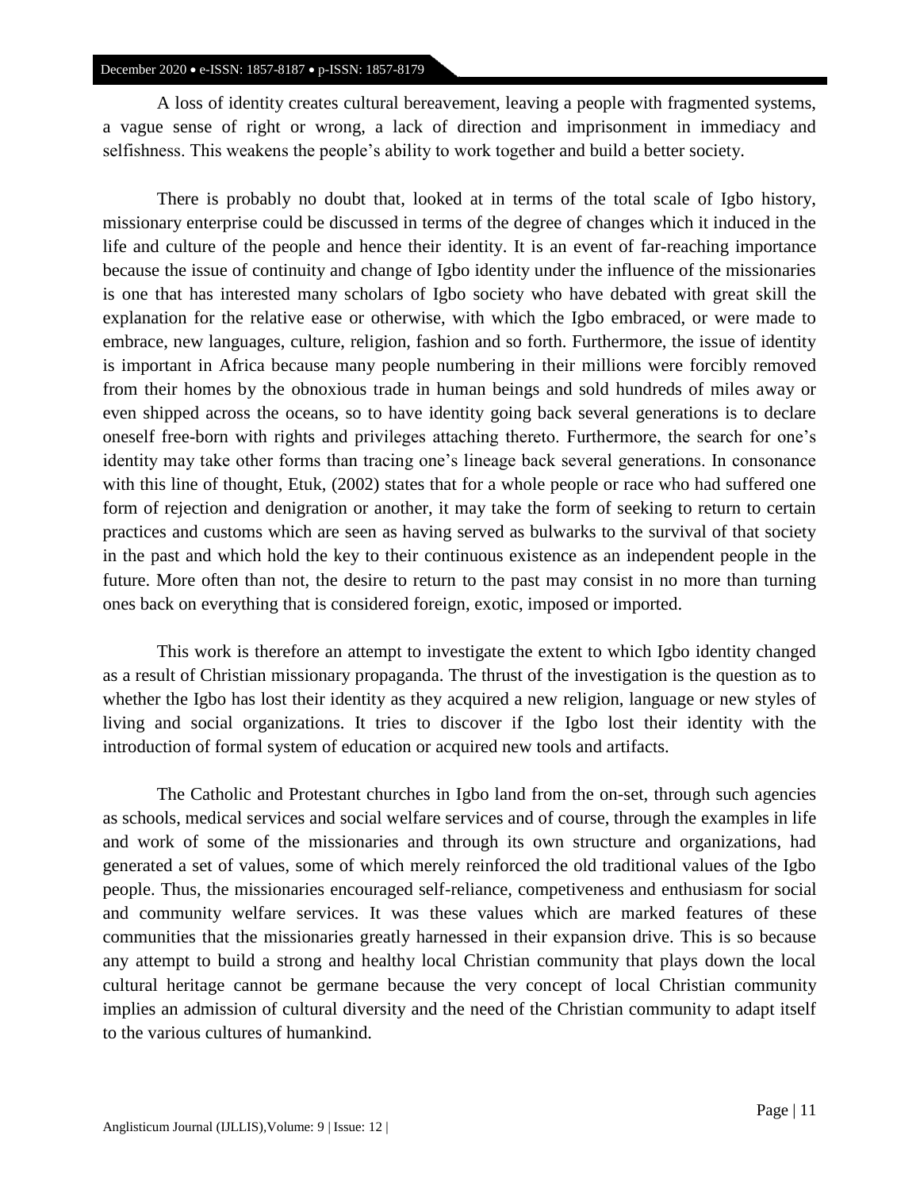A loss of identity creates cultural bereavement, leaving a people with fragmented systems, a vague sense of right or wrong, a lack of direction and imprisonment in immediacy and selfishness. This weakens the people's ability to work together and build a better society.

There is probably no doubt that, looked at in terms of the total scale of Igbo history, missionary enterprise could be discussed in terms of the degree of changes which it induced in the life and culture of the people and hence their identity. It is an event of far-reaching importance because the issue of continuity and change of Igbo identity under the influence of the missionaries is one that has interested many scholars of Igbo society who have debated with great skill the explanation for the relative ease or otherwise, with which the Igbo embraced, or were made to embrace, new languages, culture, religion, fashion and so forth. Furthermore, the issue of identity is important in Africa because many people numbering in their millions were forcibly removed from their homes by the obnoxious trade in human beings and sold hundreds of miles away or even shipped across the oceans, so to have identity going back several generations is to declare oneself free-born with rights and privileges attaching thereto. Furthermore, the search for one's identity may take other forms than tracing one's lineage back several generations. In consonance with this line of thought, Etuk, (2002) states that for a whole people or race who had suffered one form of rejection and denigration or another, it may take the form of seeking to return to certain practices and customs which are seen as having served as bulwarks to the survival of that society in the past and which hold the key to their continuous existence as an independent people in the future. More often than not, the desire to return to the past may consist in no more than turning ones back on everything that is considered foreign, exotic, imposed or imported.

This work is therefore an attempt to investigate the extent to which Igbo identity changed as a result of Christian missionary propaganda. The thrust of the investigation is the question as to whether the Igbo has lost their identity as they acquired a new religion, language or new styles of living and social organizations. It tries to discover if the Igbo lost their identity with the introduction of formal system of education or acquired new tools and artifacts.

The Catholic and Protestant churches in Igbo land from the on-set, through such agencies as schools, medical services and social welfare services and of course, through the examples in life and work of some of the missionaries and through its own structure and organizations, had generated a set of values, some of which merely reinforced the old traditional values of the Igbo people. Thus, the missionaries encouraged self-reliance, competiveness and enthusiasm for social and community welfare services. It was these values which are marked features of these communities that the missionaries greatly harnessed in their expansion drive. This is so because any attempt to build a strong and healthy local Christian community that plays down the local cultural heritage cannot be germane because the very concept of local Christian community implies an admission of cultural diversity and the need of the Christian community to adapt itself to the various cultures of humankind.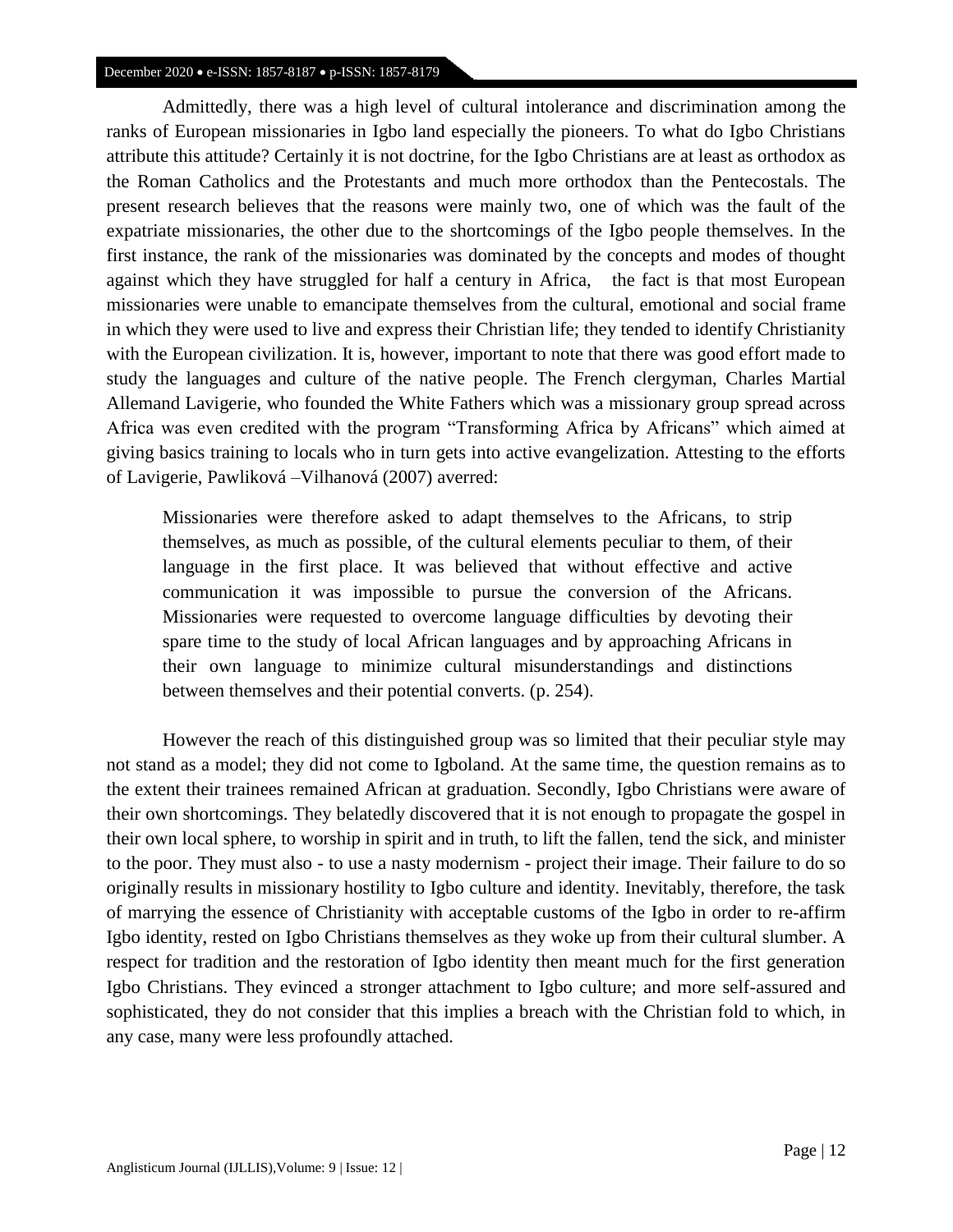Admittedly, there was a high level of cultural intolerance and discrimination among the ranks of European missionaries in Igbo land especially the pioneers. To what do Igbo Christians attribute this attitude? Certainly it is not doctrine, for the Igbo Christians are at least as orthodox as the Roman Catholics and the Protestants and much more orthodox than the Pentecostals. The present research believes that the reasons were mainly two, one of which was the fault of the expatriate missionaries, the other due to the shortcomings of the Igbo people themselves. In the first instance, the rank of the missionaries was dominated by the concepts and modes of thought against which they have struggled for half a century in Africa, the fact is that most European missionaries were unable to emancipate themselves from the cultural, emotional and social frame in which they were used to live and express their Christian life; they tended to identify Christianity with the European civilization. It is, however, important to note that there was good effort made to study the languages and culture of the native people. The French clergyman, Charles Martial Allemand Lavigerie, who founded the White Fathers which was a missionary group spread across Africa was even credited with the program "Transforming Africa by Africans" which aimed at giving basics training to locals who in turn gets into active evangelization. Attesting to the efforts of Lavigerie, Pawliková –Vilhanová (2007) averred:

> Missionaries were therefore asked to adapt themselves to the Africans, to strip themselves, as much as possible, of the cultural elements peculiar to them, of their language in the first place. It was believed that without effective and active communication it was impossible to pursue the conversion of the Africans. Missionaries were requested to overcome language difficulties by devoting their spare time to the study of local African languages and by approaching Africans in their own language to minimize cultural misunderstandings and distinctions between themselves and their potential converts. (p. 254).

However the reach of this distinguished group was so limited that their peculiar style may not stand as a model; they did not come to Igboland. At the same time, the question remains as to the extent their trainees remained African at graduation. Secondly, Igbo Christians were aware of their own shortcomings. They belatedly discovered that it is not enough to propagate the gospel in their own local sphere, to worship in spirit and in truth, to lift the fallen, tend the sick, and minister to the poor. They must also - to use a nasty modernism - project their image. Their failure to do so originally results in missionary hostility to Igbo culture and identity. Inevitably, therefore, the task of marrying the essence of Christianity with acceptable customs of the Igbo in order to re-affirm Igbo identity, rested on Igbo Christians themselves as they woke up from their cultural slumber. A respect for tradition and the restoration of Igbo identity then meant much for the first generation Igbo Christians. They evinced a stronger attachment to Igbo culture; and more self-assured and sophisticated, they do not consider that this implies a breach with the Christian fold to which, in any case, many were less profoundly attached.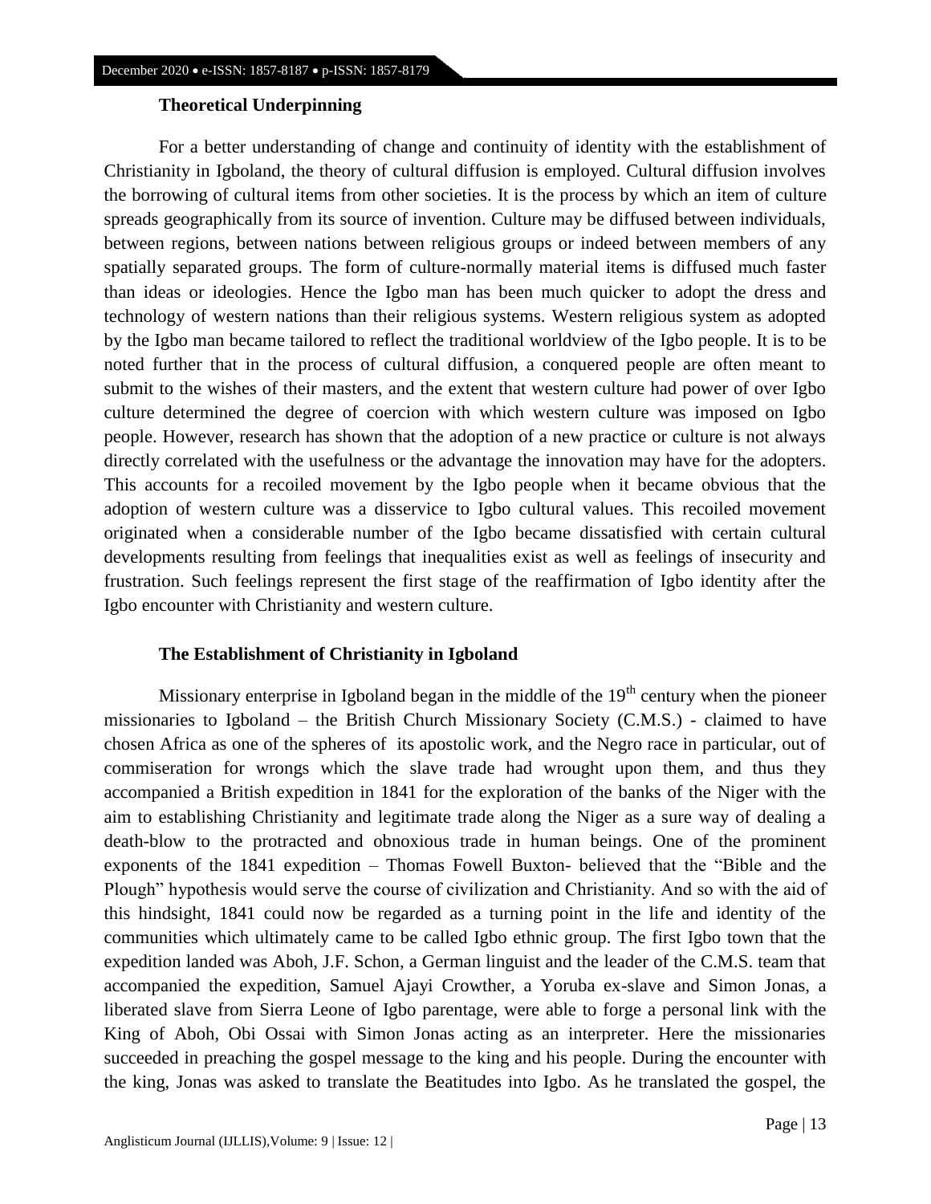### Theoretical Underpinning

For a better understanding of change and continuity of identity with the establishment of Christianity in Igboland, the theory of cultural diffusion is employed. Cultural diffusion involves the borrowing of cultural items from other societies. It is the process by which an item of culture spreads geographically from its source of invention. Culture may be diffused between individuals, between regions, between nations between religious groups or indeed between members of any spatially separated groups. The form of culture-normally material items is diffused much faster than ideas or ideologies. Hence the Igbo man has been much quicker to adopt the dress and technology of western nations than their religious systems. Western religious system as adopted by the Igbo man became tailored to reflect the traditional worldview of the Igbo people. It is to be noted further that in the process of cultural diffusion, a conquered people are often meant to submit to the wishes of their masters, and the extent that western culture had power of over Igbo culture determined the degree of coercion with which western culture was imposed on Igbo people. However, research has shown that the adoption of a new practice or culture is not always directly correlated with the usefulness or the advantage the innovation may have for the adopters. This accounts for a recoiled movement by the Igbo people when it became obvious that the adoption of western culture was a disservice to Igbo cultural values. This recoiled movement originated when a considerable number of the Igbo became dissatisfied with certain cultural developments resulting from feelings that inequalities exist as well as feelings of insecurity and frustration. Such feelings represent the first stage of the reaffirmation of Igbo identity after the Igbo encounter with Christianity and western culture.

### The Establishment of Christianity in Igboland

Missionary enterprise in Igboland began in the middle of the 19th century when the pioneer missionaries to Igboland – the British Church Missionary Society (C.M.S.) - claimed to have chosen Africa as one of the spheres of its apostolic work, and the Negro race in particular, out of commiseration for wrongs which the slave trade had wrought upon them, and thus they accompanied a British expedition in 1841 for the exploration of the banks of the Niger with the aim to establishing Christianity and legitimate trade along the Niger as a sure way of dealing a death-blow to the protracted and obnoxious trade in human beings. One of the prominent exponents of the 1841 expedition – Thomas Fowell Buxton- believed that the "Bible and the Plough" hypothesis would serve the course of civilization and Christianity. And so with the aid of this hindsight, 1841 could now be regarded as a turning point in the life and identity of the communities which ultimately came to be called Igbo ethnic group. The first Igbo town that the expedition landed was Aboh, J.F. Schon, a German linguist and the leader of the C.M.S. team that accompanied the expedition, Samuel Ajayi Crowther, a Yoruba ex-slave and Simon Jonas, a liberated slave from Sierra Leone of Igbo parentage, were able to forge a personal link with the King of Aboh, Obi Ossai with Simon Jonas acting as an interpreter. Here the missionaries succeeded in preaching the gospel message to the king and his people. During the encounter with the king, Jonas was asked to translate the Beatitudes into Igbo. As he translated the gospel, the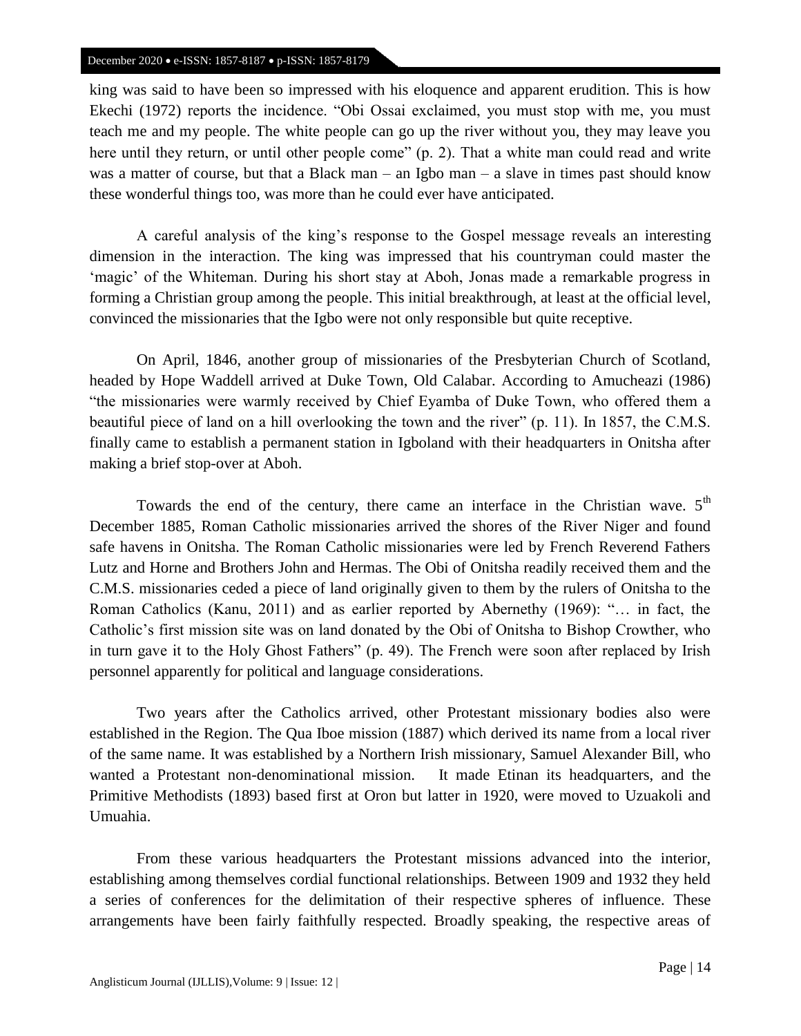king was said to have been so impressed with his eloquence and apparent erudition. This is how Ekechi (1972) reports the incidence. "Obi Ossai exclaimed, you must stop with me, you must teach me and my people. The white people can go up the river without you, they may leave you here until they return, or until other people come" (p. 2). That a white man could read and write was a matter of course, but that a Black man – an Igbo man – a slave in times past should know these wonderful things too, was more than he could ever have anticipated.

A careful analysis of the king's response to the Gospel message reveals an interesting dimension in the interaction. The king was impressed that his countryman could master the 'magic' of the Whiteman. During his short stay at Aboh, Jonas made a remarkable progress in forming a Christian group among the people. This initial breakthrough, at least at the official level, convinced the missionaries that the Igbo were not only responsible but quite receptive.

On April, 1846, another group of missionaries of the Presbyterian Church of Scotland, headed by Hope Waddell arrived at Duke Town, Old Calabar. According to Amucheazi (1986) "the missionaries were warmly received by Chief Eyamba of Duke Town, who offered them a beautiful piece of land on a hill overlooking the town and the river" (p. 11). In 1857, the C.M.S. finally came to establish a permanent station in Igboland with their headquarters in Onitsha after making a brief stop-over at Aboh.

Towards the end of the century, there came an interface in the Christian wave. 5th December 1885, Roman Catholic missionaries arrived the shores of the River Niger and found safe havens in Onitsha. The Roman Catholic missionaries were led by French Reverend Fathers Lutz and Horne and Brothers John and Hermas. The Obi of Onitsha readily received them and the C.M.S. missionaries ceded a piece of land originally given to them by the rulers of Onitsha to the Roman Catholics (Kanu, 2011) and as earlier reported by Abernethy (1969): "… in fact, the Catholic's first mission site was on land donated by the Obi of Onitsha to Bishop Crowther, who in turn gave it to the Holy Ghost Fathers" (p. 49). The French were soon after replaced by Irish personnel apparently for political and language considerations.

Two years after the Catholics arrived, other Protestant missionary bodies also were established in the Region. The Qua Iboe mission (1887) which derived its name from a local river of the same name. It was established by a Northern Irish missionary, Samuel Alexander Bill, who wanted a Protestant non-denominational mission. It made Etinan its headquarters, and the Primitive Methodists (1893) based first at Oron but latter in 1920, were moved to Uzuakoli and Umuahia.

From these various headquarters the Protestant missions advanced into the interior, establishing among themselves cordial functional relationships. Between 1909 and 1932 they held a series of conferences for the delimitation of their respective spheres of influence. These arrangements have been fairly faithfully respected. Broadly speaking, the respective areas of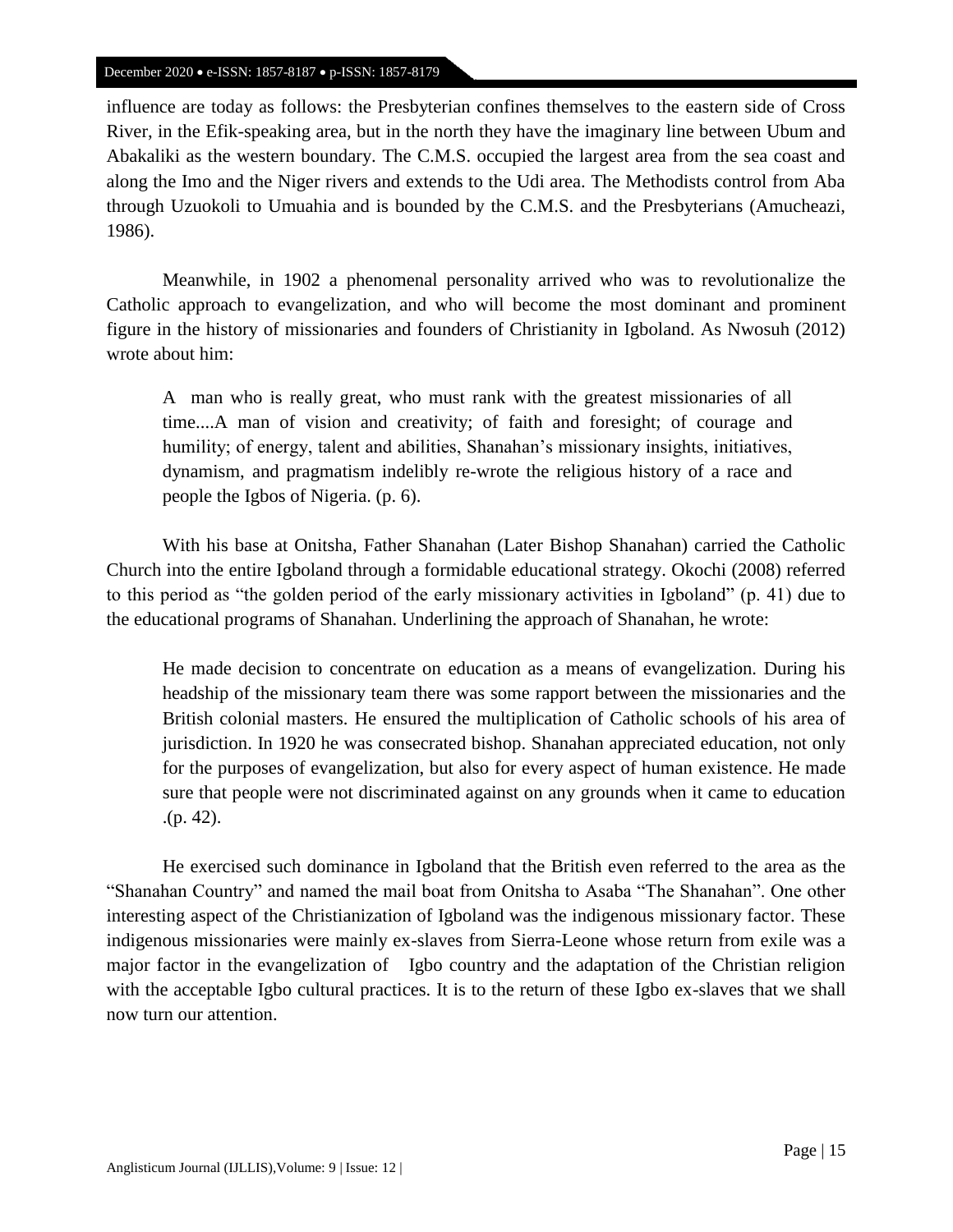influence are today as follows: the Presbyterian confines themselves to the eastern side of Cross River, in the Efik-speaking area, but in the north they have the imaginary line between Ubum and Abakaliki as the western boundary. The C.M.S. occupied the largest area from the sea coast and along the Imo and the Niger rivers and extends to the Udi area. The Methodists control from Aba through Uzuokoli to Umuahia and is bounded by the C.M.S. and the Presbyterians (Amucheazi, 1986).

Meanwhile, in 1902 a phenomenal personality arrived who was to revolutionalize the Catholic approach to evangelization, and who will become the most dominant and prominent figure in the history of missionaries and founders of Christianity in Igboland. As Nwosuh (2012) wrote about him:

> A man who is really great, who must rank with the greatest missionaries of all time....A man of vision and creativity; of faith and foresight; of courage and humility; of energy, talent and abilities, Shanahan's missionary insights, initiatives, dynamism, and pragmatism indelibly re-wrote the religious history of a race and people the Igbos of Nigeria. (p. 6).

With his base at Onitsha, Father Shanahan (Later Bishop Shanahan) carried the Catholic Church into the entire Igboland through a formidable educational strategy. Okochi (2008) referred to this period as "the golden period of the early missionary activities in Igboland" (p. 41) due to the educational programs of Shanahan. Underlining the approach of Shanahan, he wrote:

> He made decision to concentrate on education as a means of evangelization. During his headship of the missionary team there was some rapport between the missionaries and the British colonial masters. He ensured the multiplication of Catholic schools of his area of jurisdiction. In 1920 he was consecrated bishop. Shanahan appreciated education, not only for the purposes of evangelization, but also for every aspect of human existence. He made sure that people were not discriminated against on any grounds when it came to education .(p. 42).

He exercised such dominance in Igboland that the British even referred to the area as the "Shanahan Country" and named the mail boat from Onitsha to Asaba "The Shanahan". One other interesting aspect of the Christianization of Igboland was the indigenous missionary factor. These indigenous missionaries were mainly ex-slaves from Sierra-Leone whose return from exile was a major factor in the evangelization of Igbo country and the adaptation of the Christian religion with the acceptable Igbo cultural practices. It is to the return of these Igbo ex-slaves that we shall now turn our attention.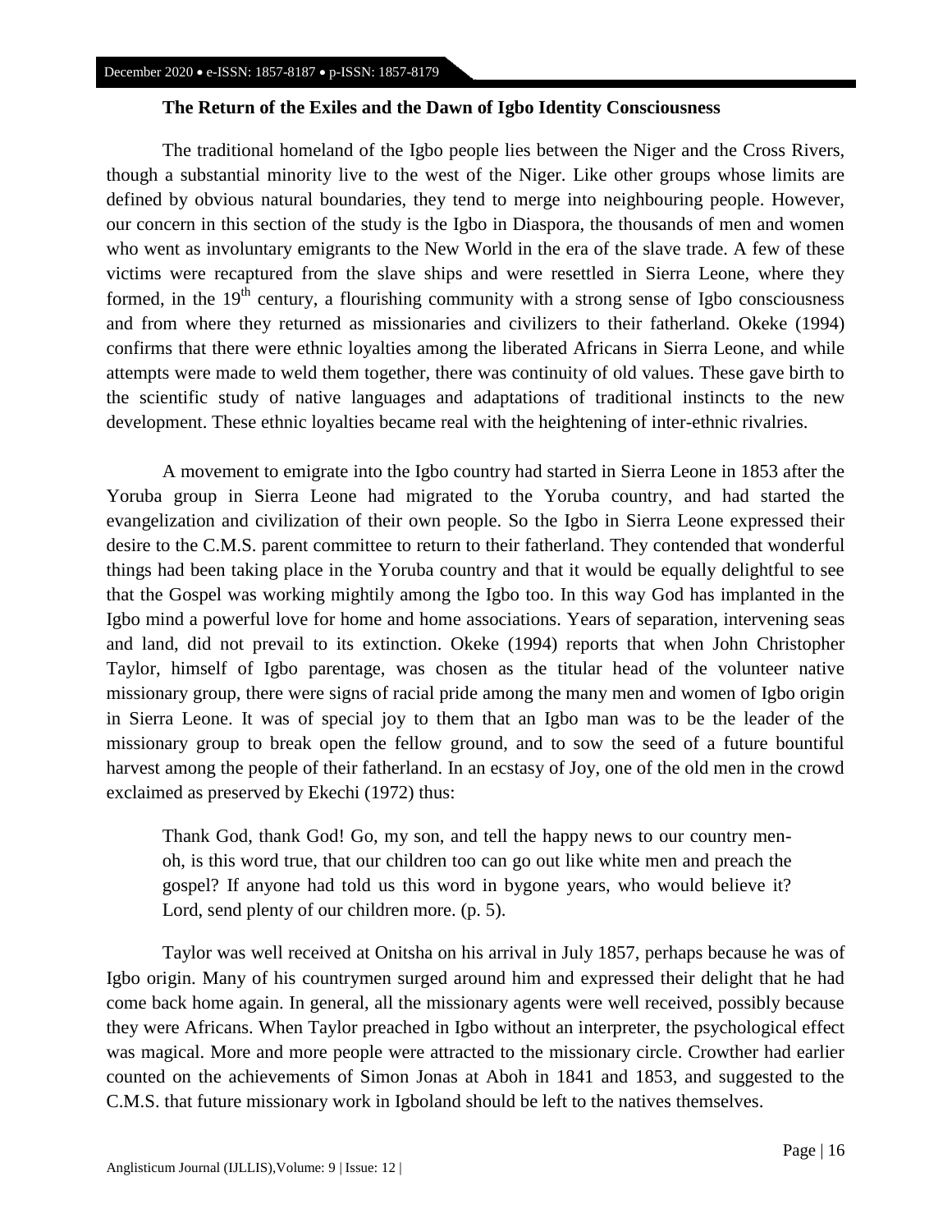### The Return of the Exiles and the Dawn of Igbo Identity Consciousness

The traditional homeland of the Igbo people lies between the Niger and the Cross Rivers, though a substantial minority live to the west of the Niger. Like other groups whose limits are defined by obvious natural boundaries, they tend to merge into neighbouring people. However, our concern in this section of the study is the Igbo in Diaspora, the thousands of men and women who went as involuntary emigrants to the New World in the era of the slave trade. A few of these victims were recaptured from the slave ships and were resettled in Sierra Leone, where they formed, in the 19th century, a flourishing community with a strong sense of Igbo consciousness and from where they returned as missionaries and civilizers to their fatherland. Okeke (1994) confirms that there were ethnic loyalties among the liberated Africans in Sierra Leone, and while attempts were made to weld them together, there was continuity of old values. These gave birth to the scientific study of native languages and adaptations of traditional instincts to the new development. These ethnic loyalties became real with the heightening of inter-ethnic rivalries.

A movement to emigrate into the Igbo country had started in Sierra Leone in 1853 after the Yoruba group in Sierra Leone had migrated to the Yoruba country, and had started the evangelization and civilization of their own people. So the Igbo in Sierra Leone expressed their desire to the C.M.S. parent committee to return to their fatherland. They contended that wonderful things had been taking place in the Yoruba country and that it would be equally delightful to see that the Gospel was working mightily among the Igbo too. In this way God has implanted in the Igbo mind a powerful love for home and home associations. Years of separation, intervening seas and land, did not prevail to its extinction. Okeke (1994) reports that when John Christopher Taylor, himself of Igbo parentage, was chosen as the titular head of the volunteer native missionary group, there were signs of racial pride among the many men and women of Igbo origin in Sierra Leone. It was of special joy to them that an Igbo man was to be the leader of the missionary group to break open the fellow ground, and to sow the seed of a future bountiful harvest among the people of their fatherland. In an ecstasy of Joy, one of the old men in the crowd exclaimed as preserved by Ekechi (1972) thus:

> Thank God, thank God! Go, my son, and tell the happy news to our country men- oh, is this word true, that our children too can go out like white men and preach the gospel? If anyone had told us this word in bygone years, who would believe it? Lord, send plenty of our children more. (p. 5).

Taylor was well received at Onitsha on his arrival in July 1857, perhaps because he was of Igbo origin. Many of his countrymen surged around him and expressed their delight that he had come back home again. In general, all the missionary agents were well received, possibly because they were Africans. When Taylor preached in Igbo without an interpreter, the psychological effect was magical. More and more people were attracted to the missionary circle. Crowther had earlier counted on the achievements of Simon Jonas at Aboh in 1841 and 1853, and suggested to the C.M.S. that future missionary work in Igboland should be left to the natives themselves.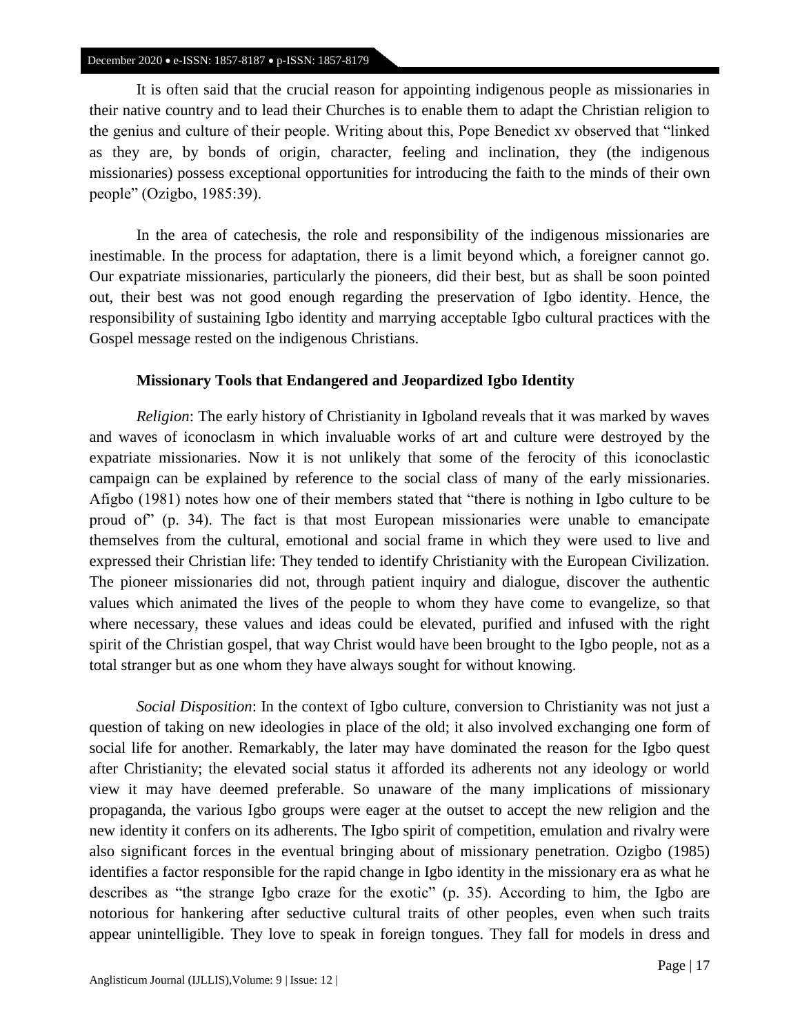It is often said that the crucial reason for appointing indigenous people as missionaries in their native country and to lead their Churches is to enable them to adapt the Christian religion to the genius and culture of their people. Writing about this, Pope Benedict xv observed that "linked as they are, by bonds of origin, character, feeling and inclination, they (the indigenous missionaries) possess exceptional opportunities for introducing the faith to the minds of their own people" (Ozigbo, 1985:39).

In the area of catechesis, the role and responsibility of the indigenous missionaries are inestimable. In the process for adaptation, there is a limit beyond which, a foreigner cannot go. Our expatriate missionaries, particularly the pioneers, did their best, but as shall be soon pointed out, their best was not good enough regarding the preservation of Igbo identity. Hence, the responsibility of sustaining Igbo identity and marrying acceptable Igbo cultural practices with the Gospel message rested on the indigenous Christians.

### Missionary Tools that Endangered and Jeopardized Igbo Identity

*Religion*: The early history of Christianity in Igboland reveals that it was marked by waves and waves of iconoclasm in which invaluable works of art and culture were destroyed by the expatriate missionaries. Now it is not unlikely that some of the ferocity of this iconoclastic campaign can be explained by reference to the social class of many of the early missionaries. Afigbo (1981) notes how one of their members stated that "there is nothing in Igbo culture to be proud of" (p. 34). The fact is that most European missionaries were unable to emancipate themselves from the cultural, emotional and social frame in which they were used to live and expressed their Christian life: They tended to identify Christianity with the European Civilization. The pioneer missionaries did not, through patient inquiry and dialogue, discover the authentic values which animated the lives of the people to whom they have come to evangelize, so that where necessary, these values and ideas could be elevated, purified and infused with the right spirit of the Christian gospel, that way Christ would have been brought to the Igbo people, not as a total stranger but as one whom they have always sought for without knowing.

*Social Disposition*: In the context of Igbo culture, conversion to Christianity was not just a question of taking on new ideologies in place of the old; it also involved exchanging one form of social life for another. Remarkably, the later may have dominated the reason for the Igbo quest after Christianity; the elevated social status it afforded its adherents not any ideology or world view it may have deemed preferable. So unaware of the many implications of missionary propaganda, the various Igbo groups were eager at the outset to accept the new religion and the new identity it confers on its adherents. The Igbo spirit of competition, emulation and rivalry were also significant forces in the eventual bringing about of missionary penetration. Ozigbo (1985) identifies a factor responsible for the rapid change in Igbo identity in the missionary era as what he describes as "the strange Igbo craze for the exotic" (p. 35). According to him, the Igbo are notorious for hankering after seductive cultural traits of other peoples, even when such traits appear unintelligible. They love to speak in foreign tongues. They fall for models in dress and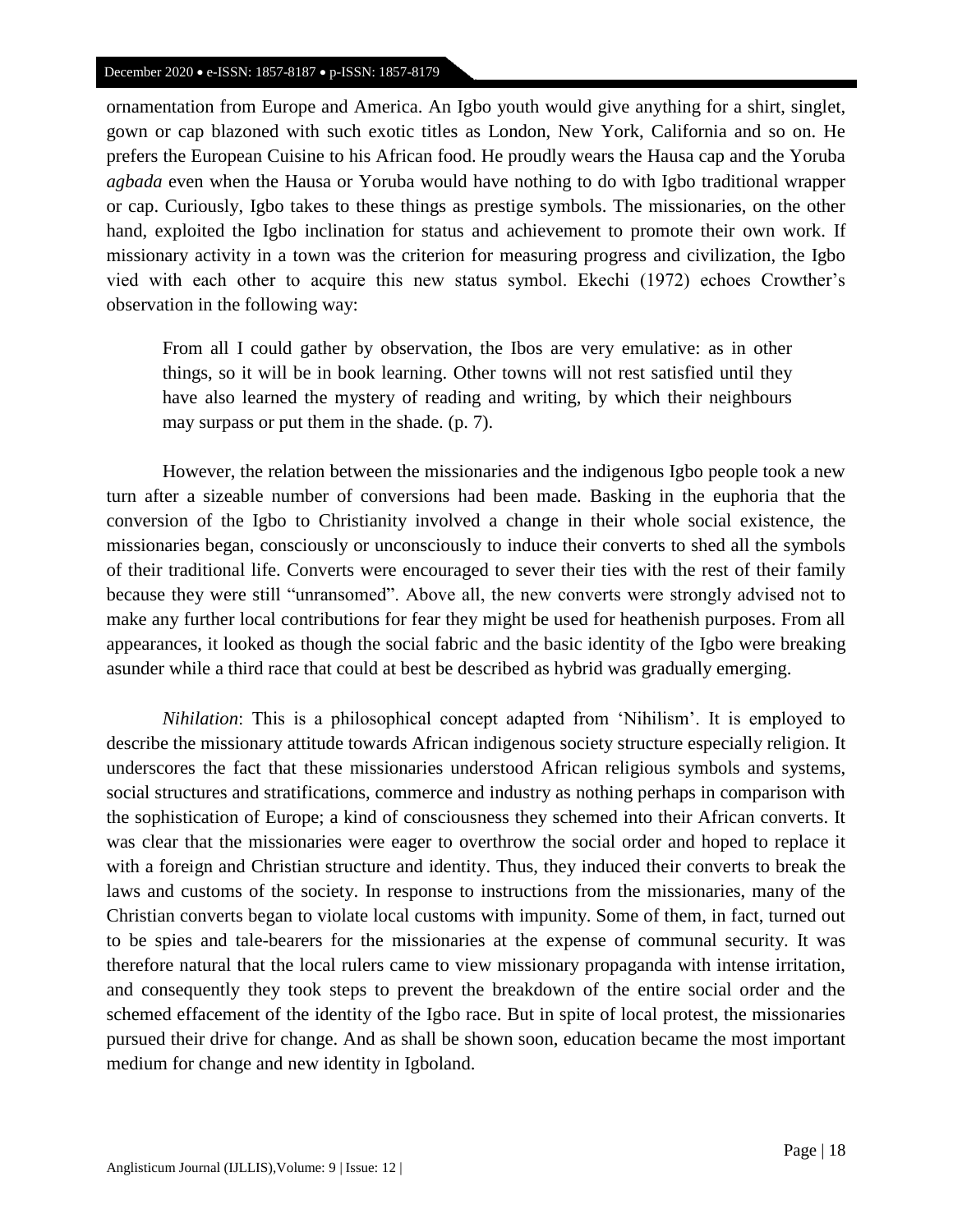ornamentation from Europe and America. An Igbo youth would give anything for a shirt, singlet, gown or cap blazoned with such exotic titles as London, New York, California and so on. He prefers the European Cuisine to his African food. He proudly wears the Hausa cap and the Yoruba *agbada* even when the Hausa or Yoruba would have nothing to do with Igbo traditional wrapper or cap. Curiously, Igbo takes to these things as prestige symbols. The missionaries, on the other hand, exploited the Igbo inclination for status and achievement to promote their own work. If missionary activity in a town was the criterion for measuring progress and civilization, the Igbo vied with each other to acquire this new status symbol. Ekechi (1972) echoes Crowther's observation in the following way:

> From all I could gather by observation, the Ibos are very emulative: as in other things, so it will be in book learning. Other towns will not rest satisfied until they have also learned the mystery of reading and writing, by which their neighbours may surpass or put them in the shade. (p. 7).

However, the relation between the missionaries and the indigenous Igbo people took a new turn after a sizeable number of conversions had been made. Basking in the euphoria that the conversion of the Igbo to Christianity involved a change in their whole social existence, the missionaries began, consciously or unconsciously to induce their converts to shed all the symbols of their traditional life. Converts were encouraged to sever their ties with the rest of their family because they were still "unransomed". Above all, the new converts were strongly advised not to make any further local contributions for fear they might be used for heathenish purposes. From all appearances, it looked as though the social fabric and the basic identity of the Igbo were breaking asunder while a third race that could at best be described as hybrid was gradually emerging.

*Nihilation*: This is a philosophical concept adapted from 'Nihilism'. It is employed to describe the missionary attitude towards African indigenous society structure especially religion. It underscores the fact that these missionaries understood African religious symbols and systems, social structures and stratifications, commerce and industry as nothing perhaps in comparison with the sophistication of Europe; a kind of consciousness they schemed into their African converts. It was clear that the missionaries were eager to overthrow the social order and hoped to replace it with a foreign and Christian structure and identity. Thus, they induced their converts to break the laws and customs of the society. In response to instructions from the missionaries, many of the Christian converts began to violate local customs with impunity. Some of them, in fact, turned out to be spies and tale-bearers for the missionaries at the expense of communal security. It was therefore natural that the local rulers came to view missionary propaganda with intense irritation, and consequently they took steps to prevent the breakdown of the entire social order and the schemed effacement of the identity of the Igbo race. But in spite of local protest, the missionaries pursued their drive for change. And as shall be shown soon, education became the most important medium for change and new identity in Igboland.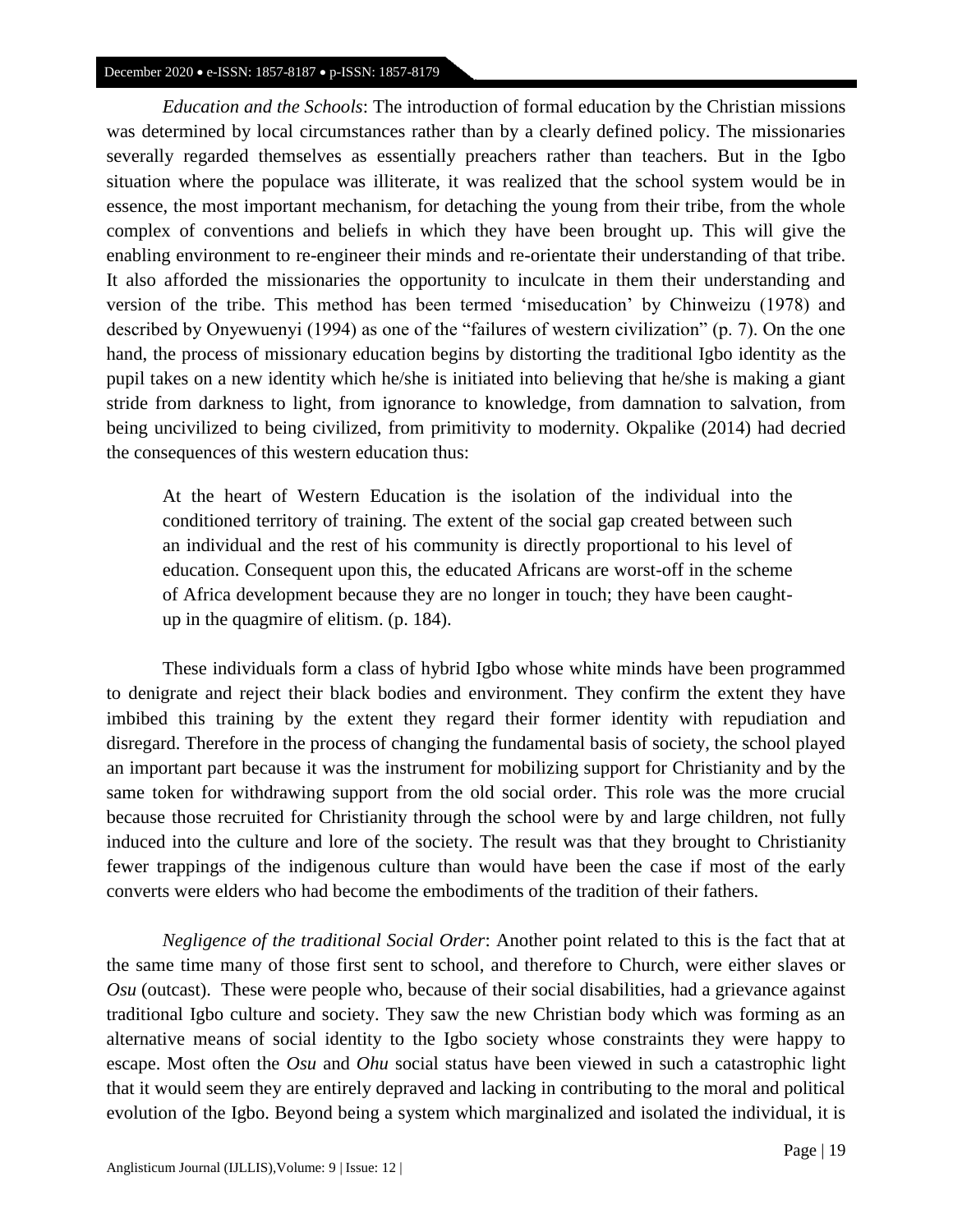*Education and the Schools*: The introduction of formal education by the Christian missions was determined by local circumstances rather than by a clearly defined policy. The missionaries severally regarded themselves as essentially preachers rather than teachers. But in the Igbo situation where the populace was illiterate, it was realized that the school system would be in essence, the most important mechanism, for detaching the young from their tribe, from the whole complex of conventions and beliefs in which they have been brought up. This will give the enabling environment to re-engineer their minds and re-orientate their understanding of that tribe. It also afforded the missionaries the opportunity to inculcate in them their understanding and version of the tribe. This method has been termed 'miseducation' by Chinweizu (1978) and described by Onyewuenyi (1994) as one of the "failures of western civilization" (p. 7). On the one hand, the process of missionary education begins by distorting the traditional Igbo identity as the pupil takes on a new identity which he/she is initiated into believing that he/she is making a giant stride from darkness to light, from ignorance to knowledge, from damnation to salvation, from being uncivilized to being civilized, from primitivity to modernity. Okpalike (2014) had decried the consequences of this western education thus:

> At the heart of Western Education is the isolation of the individual into the conditioned territory of training. The extent of the social gap created between such an individual and the rest of his community is directly proportional to his level of education. Consequent upon this, the educated Africans are worst-off in the scheme of Africa development because they are no longer in touch; they have been caught-up in the quagmire of elitism. (p. 184).

These individuals form a class of hybrid Igbo whose white minds have been programmed to denigrate and reject their black bodies and environment. They confirm the extent they have imbibed this training by the extent they regard their former identity with repudiation and disregard. Therefore in the process of changing the fundamental basis of society, the school played an important part because it was the instrument for mobilizing support for Christianity and by the same token for withdrawing support from the old social order. This role was the more crucial because those recruited for Christianity through the school were by and large children, not fully induced into the culture and lore of the society. The result was that they brought to Christianity fewer trappings of the indigenous culture than would have been the case if most of the early converts were elders who had become the embodiments of the tradition of their fathers.

*Negligence of the traditional Social Order*: Another point related to this is the fact that at the same time many of those first sent to school, and therefore to Church, were either slaves or *Osu* (outcast). These were people who, because of their social disabilities, had a grievance against traditional Igbo culture and society. They saw the new Christian body which was forming as an alternative means of social identity to the Igbo society whose constraints they were happy to escape. Most often the *Osu* and *Ohu* social status have been viewed in such a catastrophic light that it would seem they are entirely depraved and lacking in contributing to the moral and political evolution of the Igbo. Beyond being a system which marginalized and isolated the individual, it is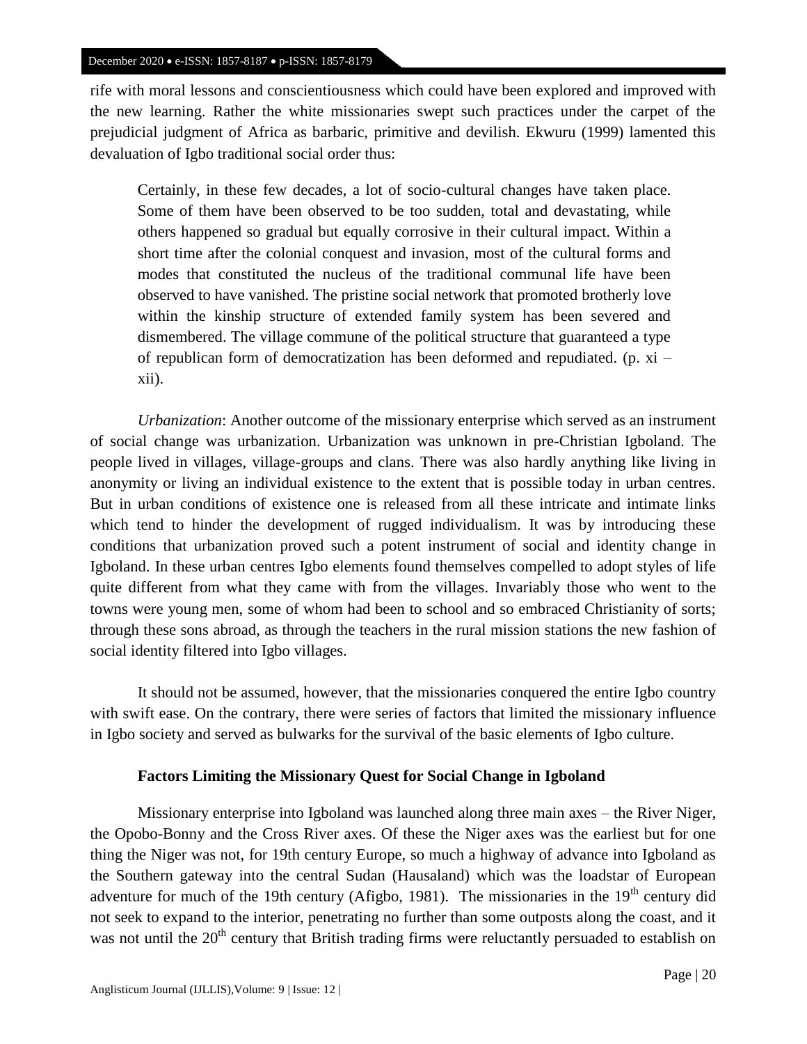rife with moral lessons and conscientiousness which could have been explored and improved with the new learning. Rather the white missionaries swept such practices under the carpet of the prejudicial judgment of Africa as barbaric, primitive and devilish. Ekwuru (1999) lamented this devaluation of Igbo traditional social order thus:

> Certainly, in these few decades, a lot of socio-cultural changes have taken place. Some of them have been observed to be too sudden, total and devastating, while others happened so gradual but equally corrosive in their cultural impact. Within a short time after the colonial conquest and invasion, most of the cultural forms and modes that constituted the nucleus of the traditional communal life have been observed to have vanished. The pristine social network that promoted brotherly love within the kinship structure of extended family system has been severed and dismembered. The village commune of the political structure that guaranteed a type of republican form of democratization has been deformed and repudiated. (p. xi – xii).

*Urbanization*: Another outcome of the missionary enterprise which served as an instrument of social change was urbanization. Urbanization was unknown in pre-Christian Igboland. The people lived in villages, village-groups and clans. There was also hardly anything like living in anonymity or living an individual existence to the extent that is possible today in urban centres. But in urban conditions of existence one is released from all these intricate and intimate links which tend to hinder the development of rugged individualism. It was by introducing these conditions that urbanization proved such a potent instrument of social and identity change in Igboland. In these urban centres Igbo elements found themselves compelled to adopt styles of life quite different from what they came with from the villages. Invariably those who went to the towns were young men, some of whom had been to school and so embraced Christianity of sorts; through these sons abroad, as through the teachers in the rural mission stations the new fashion of social identity filtered into Igbo villages.

It should not be assumed, however, that the missionaries conquered the entire Igbo country with swift ease. On the contrary, there were series of factors that limited the missionary influence in Igbo society and served as bulwarks for the survival of the basic elements of Igbo culture.

### Factors Limiting the Missionary Quest for Social Change in Igboland

Missionary enterprise into Igboland was launched along three main axes – the River Niger, the Opobo-Bonny and the Cross River axes. Of these the Niger axes was the earliest but for one thing the Niger was not, for 19th century Europe, so much a highway of advance into Igboland as the Southern gateway into the central Sudan (Hausaland) which was the loadstar of European adventure for much of the 19th century (Afigbo, 1981). The missionaries in the 19th century did not seek to expand to the interior, penetrating no further than some outposts along the coast, and it was not until the 20th century that British trading firms were reluctantly persuaded to establish on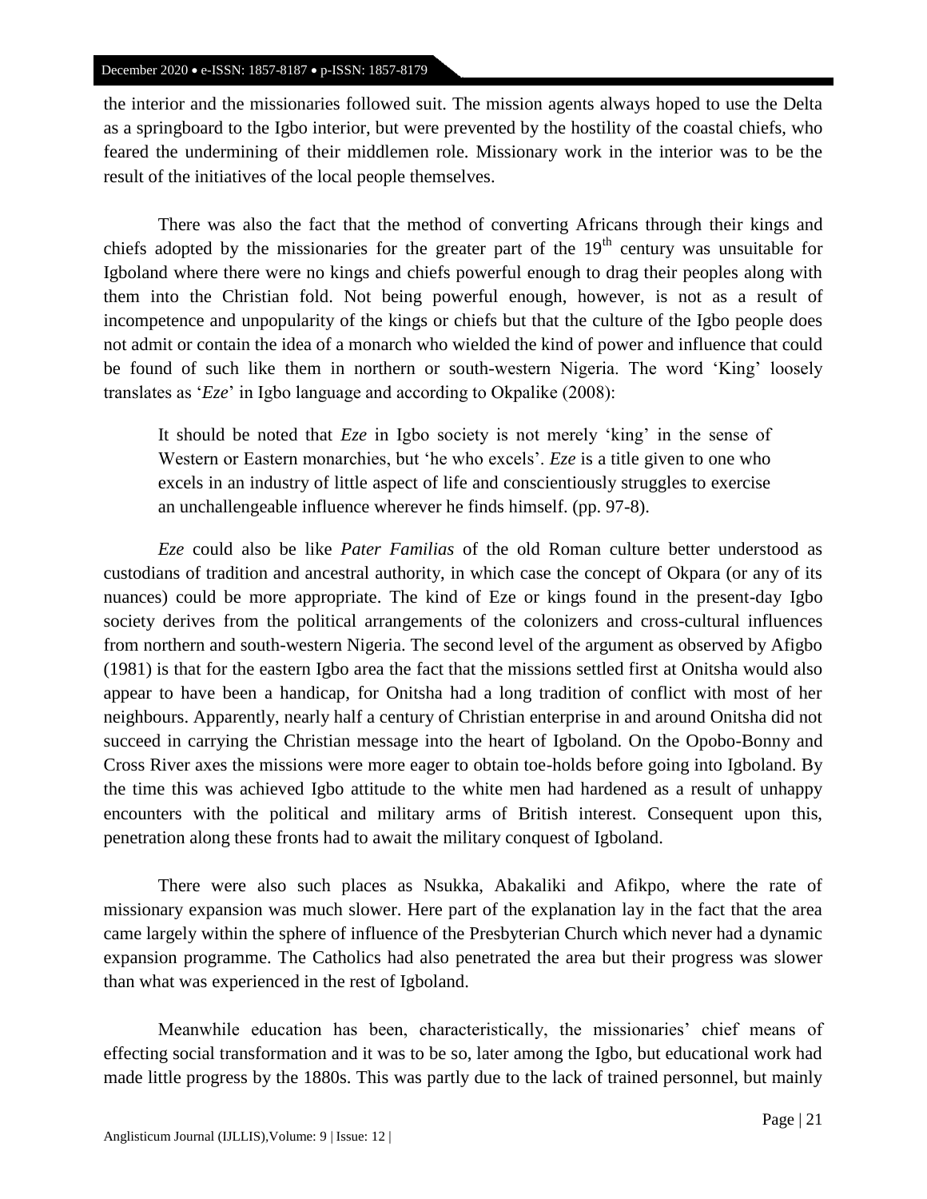the interior and the missionaries followed suit. The mission agents always hoped to use the Delta as a springboard to the Igbo interior, but were prevented by the hostility of the coastal chiefs, who feared the undermining of their middlemen role. Missionary work in the interior was to be the result of the initiatives of the local people themselves.

There was also the fact that the method of converting Africans through their kings and chiefs adopted by the missionaries for the greater part of the 19th century was unsuitable for Igboland where there were no kings and chiefs powerful enough to drag their peoples along with them into the Christian fold. Not being powerful enough, however, is not as a result of incompetence and unpopularity of the kings or chiefs but that the culture of the Igbo people does not admit or contain the idea of a monarch who wielded the kind of power and influence that could be found of such like them in northern or south-western Nigeria. The word 'King' loosely translates as '*Eze*' in Igbo language and according to Okpalike (2008):

> It should be noted that *Eze* in Igbo society is not merely 'king' in the sense of Western or Eastern monarchies, but 'he who excels'. *Eze* is a title given to one who excels in an industry of little aspect of life and conscientiously struggles to exercise an unchallengeable influence wherever he finds himself. (pp. 97-8).

*Eze* could also be like *Pater Familias* of the old Roman culture better understood as custodians of tradition and ancestral authority, in which case the concept of Okpara (or any of its nuances) could be more appropriate. The kind of Eze or kings found in the present-day Igbo society derives from the political arrangements of the colonizers and cross-cultural influences from northern and south-western Nigeria. The second level of the argument as observed by Afigbo (1981) is that for the eastern Igbo area the fact that the missions settled first at Onitsha would also appear to have been a handicap, for Onitsha had a long tradition of conflict with most of her neighbours. Apparently, nearly half a century of Christian enterprise in and around Onitsha did not succeed in carrying the Christian message into the heart of Igboland. On the Opobo-Bonny and Cross River axes the missions were more eager to obtain toe-holds before going into Igboland. By the time this was achieved Igbo attitude to the white men had hardened as a result of unhappy encounters with the political and military arms of British interest. Consequent upon this, penetration along these fronts had to await the military conquest of Igboland.

There were also such places as Nsukka, Abakaliki and Afikpo, where the rate of missionary expansion was much slower. Here part of the explanation lay in the fact that the area came largely within the sphere of influence of the Presbyterian Church which never had a dynamic expansion programme. The Catholics had also penetrated the area but their progress was slower than what was experienced in the rest of Igboland.

Meanwhile education has been, characteristically, the missionaries' chief means of effecting social transformation and it was to be so, later among the Igbo, but educational work had made little progress by the 1880s. This was partly due to the lack of trained personnel, but mainly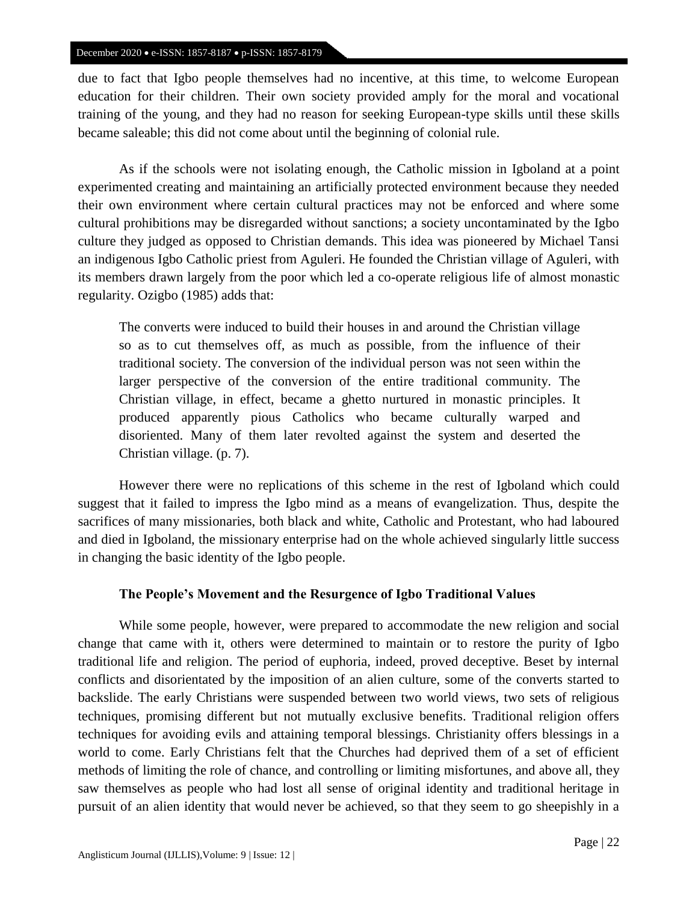due to fact that Igbo people themselves had no incentive, at this time, to welcome European education for their children. Their own society provided amply for the moral and vocational training of the young, and they had no reason for seeking European-type skills until these skills became saleable; this did not come about until the beginning of colonial rule.

As if the schools were not isolating enough, the Catholic mission in Igboland at a point experimented creating and maintaining an artificially protected environment because they needed their own environment where certain cultural practices may not be enforced and where some cultural prohibitions may be disregarded without sanctions; a society uncontaminated by the Igbo culture they judged as opposed to Christian demands. This idea was pioneered by Michael Tansi an indigenous Igbo Catholic priest from Aguleri. He founded the Christian village of Aguleri, with its members drawn largely from the poor which led a co-operate religious life of almost monastic regularity. Ozigbo (1985) adds that:

> The converts were induced to build their houses in and around the Christian village so as to cut themselves off, as much as possible, from the influence of their traditional society. The conversion of the individual person was not seen within the larger perspective of the conversion of the entire traditional community. The Christian village, in effect, became a ghetto nurtured in monastic principles. It produced apparently pious Catholics who became culturally warped and disoriented. Many of them later revolted against the system and deserted the Christian village. (p. 7).

However there were no replications of this scheme in the rest of Igboland which could suggest that it failed to impress the Igbo mind as a means of evangelization. Thus, despite the sacrifices of many missionaries, both black and white, Catholic and Protestant, who had laboured and died in Igboland, the missionary enterprise had on the whole achieved singularly little success in changing the basic identity of the Igbo people.

### The People's Movement and the Resurgence of Igbo Traditional Values

While some people, however, were prepared to accommodate the new religion and social change that came with it, others were determined to maintain or to restore the purity of Igbo traditional life and religion. The period of euphoria, indeed, proved deceptive. Beset by internal conflicts and disorientated by the imposition of an alien culture, some of the converts started to backslide. The early Christians were suspended between two world views, two sets of religious techniques, promising different but not mutually exclusive benefits. Traditional religion offers techniques for avoiding evils and attaining temporal blessings. Christianity offers blessings in a world to come. Early Christians felt that the Churches had deprived them of a set of efficient methods of limiting the role of chance, and controlling or limiting misfortunes, and above all, they saw themselves as people who had lost all sense of original identity and traditional heritage in pursuit of an alien identity that would never be achieved, so that they seem to go sheepishly in a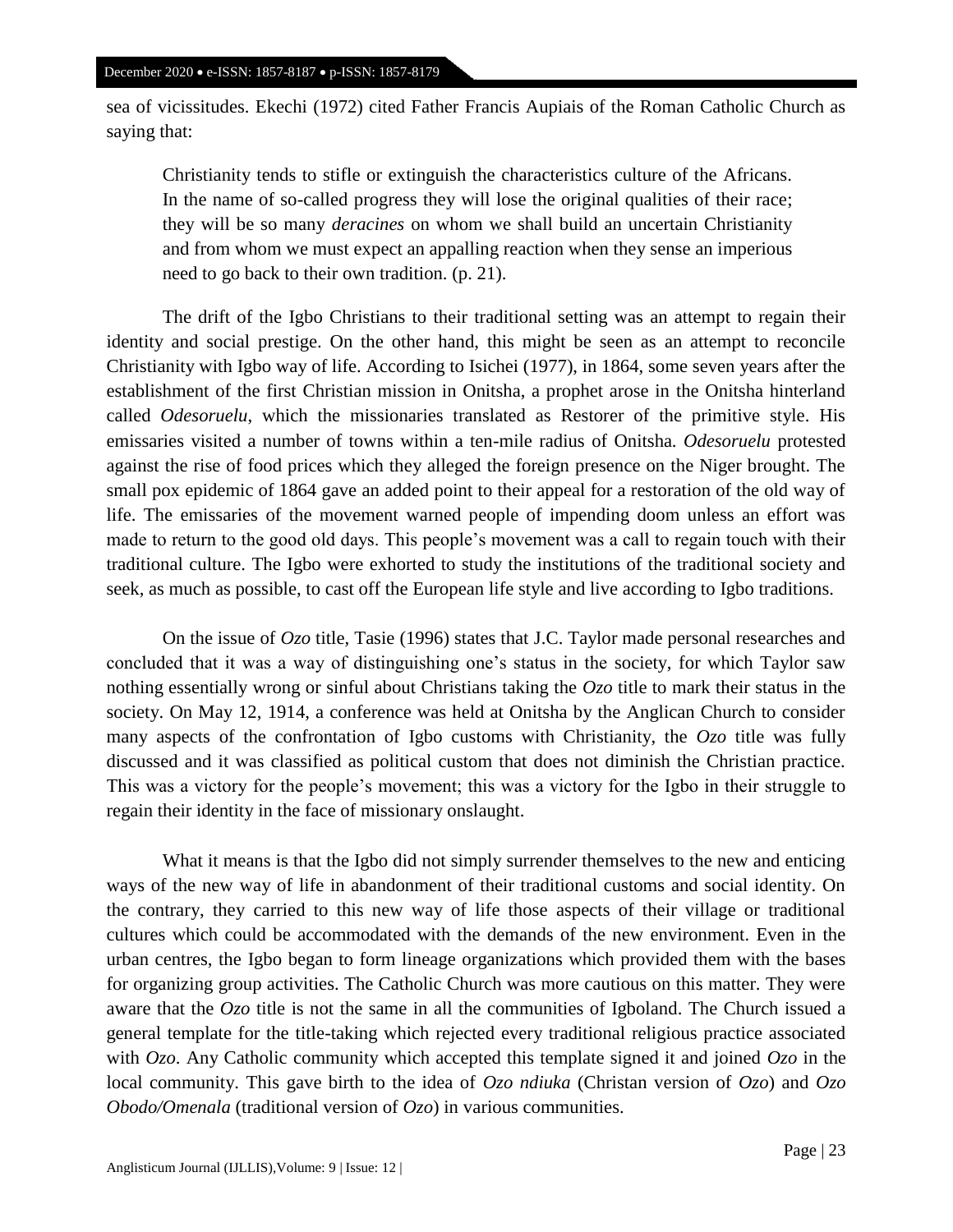sea of vicissitudes. Ekechi (1972) cited Father Francis Aupiais of the Roman Catholic Church as saying that:

> Christianity tends to stifle or extinguish the characteristics culture of the Africans. In the name of so-called progress they will lose the original qualities of their race; they will be so many *deracines* on whom we shall build an uncertain Christianity and from whom we must expect an appalling reaction when they sense an imperious need to go back to their own tradition. (p. 21).

The drift of the Igbo Christians to their traditional setting was an attempt to regain their identity and social prestige. On the other hand, this might be seen as an attempt to reconcile Christianity with Igbo way of life. According to Isichei (1977), in 1864, some seven years after the establishment of the first Christian mission in Onitsha, a prophet arose in the Onitsha hinterland called *Odesoruelu*, which the missionaries translated as Restorer of the primitive style. His emissaries visited a number of towns within a ten-mile radius of Onitsha. *Odesoruelu* protested against the rise of food prices which they alleged the foreign presence on the Niger brought. The small pox epidemic of 1864 gave an added point to their appeal for a restoration of the old way of life. The emissaries of the movement warned people of impending doom unless an effort was made to return to the good old days. This people's movement was a call to regain touch with their traditional culture. The Igbo were exhorted to study the institutions of the traditional society and seek, as much as possible, to cast off the European life style and live according to Igbo traditions.

On the issue of *Ozo* title, Tasie (1996) states that J.C. Taylor made personal researches and concluded that it was a way of distinguishing one's status in the society, for which Taylor saw nothing essentially wrong or sinful about Christians taking the *Ozo* title to mark their status in the society. On May 12, 1914, a conference was held at Onitsha by the Anglican Church to consider many aspects of the confrontation of Igbo customs with Christianity, the *Ozo* title was fully discussed and it was classified as political custom that does not diminish the Christian practice. This was a victory for the people's movement; this was a victory for the Igbo in their struggle to regain their identity in the face of missionary onslaught.

What it means is that the Igbo did not simply surrender themselves to the new and enticing ways of the new way of life in abandonment of their traditional customs and social identity. On the contrary, they carried to this new way of life those aspects of their village or traditional cultures which could be accommodated with the demands of the new environment. Even in the urban centres, the Igbo began to form lineage organizations which provided them with the bases for organizing group activities. The Catholic Church was more cautious on this matter. They were aware that the *Ozo* title is not the same in all the communities of Igboland. The Church issued a general template for the title-taking which rejected every traditional religious practice associated with *Ozo*. Any Catholic community which accepted this template signed it and joined *Ozo* in the local community. This gave birth to the idea of *Ozo ndiuka* (Christan version of *Ozo*) and *Ozo Obodo/Omenala* (traditional version of *Ozo*) in various communities.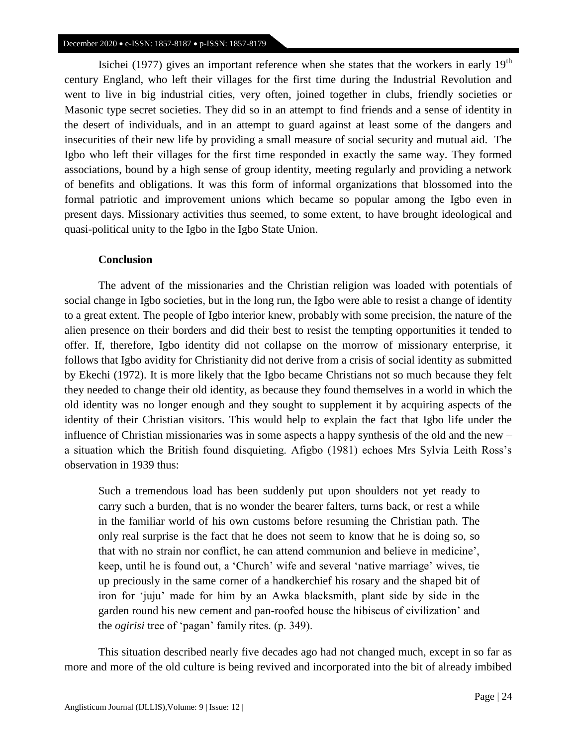Isichei (1977) gives an important reference when she states that the workers in early 19th century England, who left their villages for the first time during the Industrial Revolution and went to live in big industrial cities, very often, joined together in clubs, friendly societies or Masonic type secret societies. They did so in an attempt to find friends and a sense of identity in the desert of individuals, and in an attempt to guard against at least some of the dangers and insecurities of their new life by providing a small measure of social security and mutual aid. The Igbo who left their villages for the first time responded in exactly the same way. They formed associations, bound by a high sense of group identity, meeting regularly and providing a network of benefits and obligations. It was this form of informal organizations that blossomed into the formal patriotic and improvement unions which became so popular among the Igbo even in present days. Missionary activities thus seemed, to some extent, to have brought ideological and quasi-political unity to the Igbo in the Igbo State Union.

## Conclusion

The advent of the missionaries and the Christian religion was loaded with potentials of social change in Igbo societies, but in the long run, the Igbo were able to resist a change of identity to a great extent. The people of Igbo interior knew, probably with some precision, the nature of the alien presence on their borders and did their best to resist the tempting opportunities it tended to offer. If, therefore, Igbo identity did not collapse on the morrow of missionary enterprise, it follows that Igbo avidity for Christianity did not derive from a crisis of social identity as submitted by Ekechi (1972). It is more likely that the Igbo became Christians not so much because they felt they needed to change their old identity, as because they found themselves in a world in which the old identity was no longer enough and they sought to supplement it by acquiring aspects of the identity of their Christian visitors. This would help to explain the fact that Igbo life under the influence of Christian missionaries was in some aspects a happy synthesis of the old and the new – a situation which the British found disquieting. Afigbo (1981) echoes Mrs Sylvia Leith Ross's observation in 1939 thus:

> Such a tremendous load has been suddenly put upon shoulders not yet ready to carry such a burden, that is no wonder the bearer falters, turns back, or rest a while in the familiar world of his own customs before resuming the Christian path. The only real surprise is the fact that he does not seem to know that he is doing so, so that with no strain nor conflict, he can attend communion and believe in medicine', keep, until he is found out, a 'Church' wife and several 'native marriage' wives, tie up preciously in the same corner of a handkerchief his rosary and the shaped bit of iron for 'juju' made for him by an Awka blacksmith, plant side by side in the garden round his new cement and pan-roofed house the hibiscus of civilization' and the *ogirisi* tree of 'pagan' family rites. (p. 349).

This situation described nearly five decades ago had not changed much, except in so far as more and more of the old culture is being revived and incorporated into the bit of already imbibed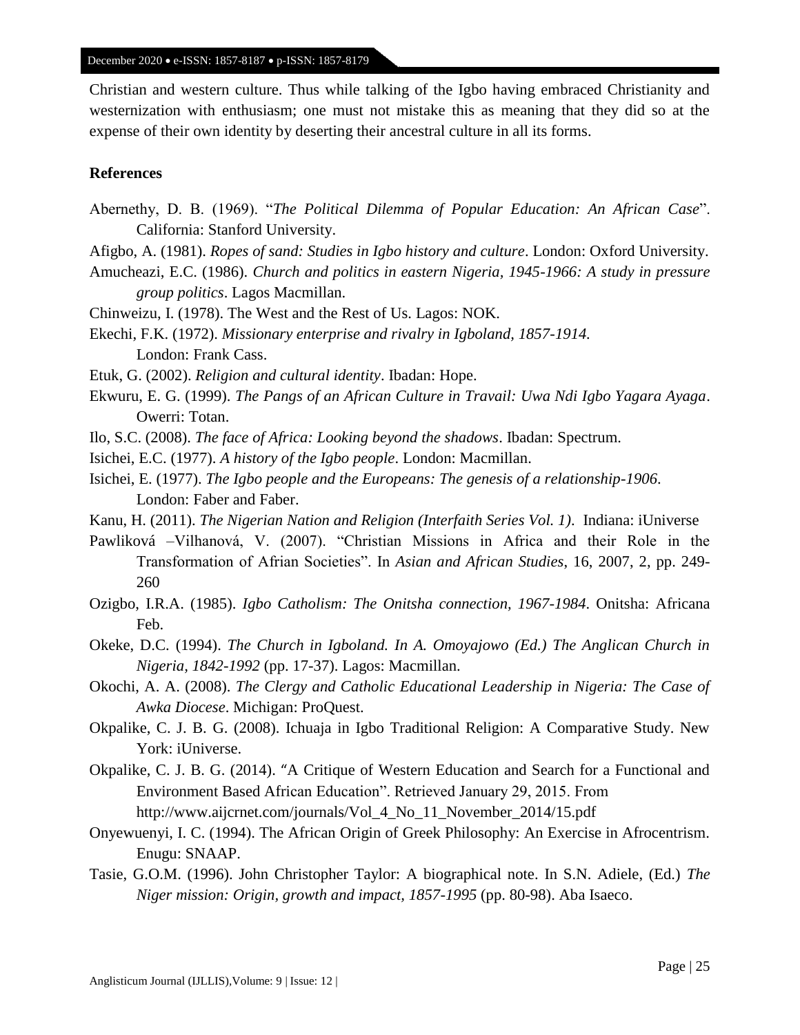Christian and western culture. Thus while talking of the Igbo having embraced Christianity and westernization with enthusiasm; one must not mistake this as meaning that they did so at the expense of their own identity by deserting their ancestral culture in all its forms.

**References**

Abernethy, D. B. (1969). "*The Political Dilemma of Popular Education: An African Case*". California: Stanford University.

Afigbo, A. (1981). *Ropes of sand: Studies in Igbo history and culture*. London: Oxford University.

Amucheazi, E.C. (1986). *Church and politics in eastern Nigeria, 1945-1966: A study in pressure group politics*. Lagos Macmillan.

Chinweizu, I. (1978). The West and the Rest of Us. Lagos: NOK.

Ekechi, F.K. (1972). *Missionary enterprise and rivalry in Igboland, 1857-1914.* London: Frank Cass.

Etuk, G. (2002). *Religion and cultural identity*. Ibadan: Hope.

Ekwuru, E. G. (1999). *The Pangs of an African Culture in Travail: Uwa Ndi Igbo Yagara Ayaga*. Owerri: Totan.

Ilo, S.C. (2008). *The face of Africa: Looking beyond the shadows*. Ibadan: Spectrum.

Isichei, E.C. (1977). *A history of the Igbo people*. London: Macmillan.

Isichei, E. (1977). *The Igbo people and the Europeans: The genesis of a relationship-1906*. London: Faber and Faber.

Kanu, H. (2011). *The Nigerian Nation and Religion (Interfaith Series Vol. 1)*. Indiana: iUniverse

Pawliková –Vilhanová, V. (2007). "Christian Missions in Africa and their Role in the Transformation of Afrian Societies". In *Asian and African Studies*, 16, 2007, 2, pp. 249-260

Ozigbo, I.R.A. (1985). *Igbo Catholism: The Onitsha connection, 1967-1984*. Onitsha: Africana Feb.

Okeke, D.C. (1994). *The Church in Igboland. In A. Omoyajowo (Ed.) The Anglican Church in Nigeria, 1842-1992* (pp. 17-37). Lagos: Macmillan.

Okochi, A. A. (2008). *The Clergy and Catholic Educational Leadership in Nigeria: The Case of Awka Diocese*. Michigan: ProQuest.

Okpalike, C. J. B. G. (2008). Ichuaja in Igbo Traditional Religion: A Comparative Study. New York: iUniverse.

Okpalike, C. J. B. G. (2014). "A Critique of Western Education and Search for a Functional and Environment Based African Education". Retrieved January 29, 2015. From http://www.aijcrnet.com/journals/Vol_4_No_11_November_2014/15.pdf

Onyewuenyi, I. C. (1994). The African Origin of Greek Philosophy: An Exercise in Afrocentrism. Enugu: SNAAP.

Tasie, G.O.M. (1996). John Christopher Taylor: A biographical note. In S.N. Adiele, (Ed.) *The Niger mission: Origin, growth and impact, 1857-1995* (pp. 80-98). Aba Isaeco.